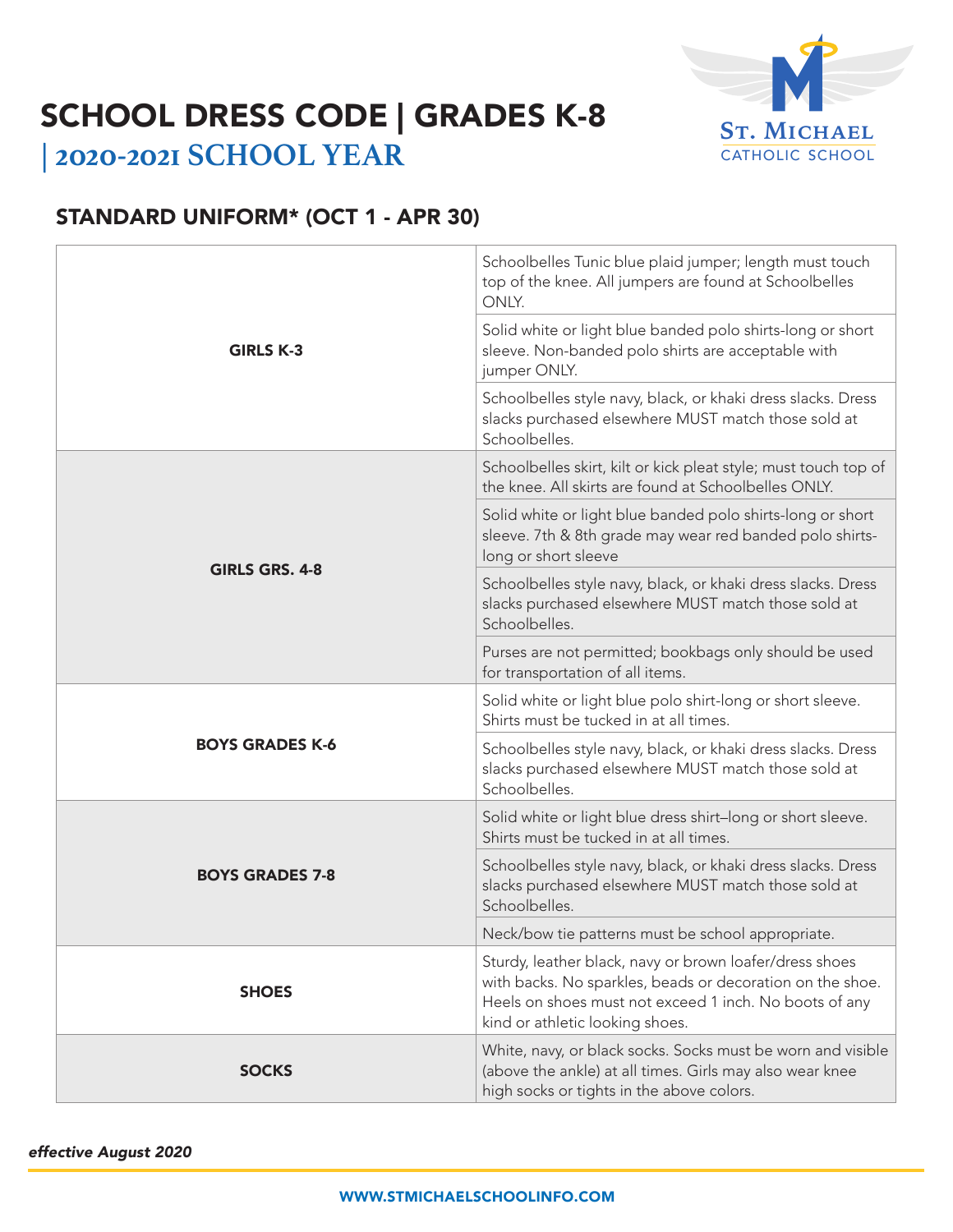# SCHOOL DRESS CODE | GRADES K-8

## | 2020-2021 SCHOOL YEAR

St. Michael Catholic School

### STANDARD UNIFORM* (OCT 1 - APR 30)

| | |
|---|---|
| **GIRLS K-3** | Schoolbelles Tunic blue plaid jumper; length must touch top of the knee. All jumpers are found at Schoolbelles ONLY. |
| | Solid white or light blue banded polo shirts-long or short sleeve. Non-banded polo shirts are acceptable with jumper ONLY. |
| | Schoolbelles style navy, black, or khaki dress slacks. Dress slacks purchased elsewhere MUST match those sold at Schoolbelles. |
| **GIRLS GRS. 4-8** | Schoolbelles skirt, kilt or kick pleat style; must touch top of the knee. All skirts are found at Schoolbelles ONLY. |
| | Solid white or light blue banded polo shirts-long or short sleeve. 7th & 8th grade may wear red banded polo shirts-long or short sleeve |
| | Schoolbelles style navy, black, or khaki dress slacks. Dress slacks purchased elsewhere MUST match those sold at Schoolbelles. |
| | Purses are not permitted; bookbags only should be used for transportation of all items. |
| **BOYS GRADES K-6** | Solid white or light blue polo shirt-long or short sleeve. Shirts must be tucked in at all times. |
| | Schoolbelles style navy, black, or khaki dress slacks. Dress slacks purchased elsewhere MUST match those sold at Schoolbelles. |
| **BOYS GRADES 7-8** | Solid white or light blue dress shirt–long or short sleeve. Shirts must be tucked in at all times. |
| | Schoolbelles style navy, black, or khaki dress slacks. Dress slacks purchased elsewhere MUST match those sold at Schoolbelles. |
| | Neck/bow tie patterns must be school appropriate. |
| **SHOES** | Sturdy, leather black, navy or brown loafer/dress shoes with backs. No sparkles, beads or decoration on the shoe. Heels on shoes must not exceed 1 inch. No boots of any kind or athletic looking shoes. |
| **SOCKS** | White, navy, or black socks. Socks must be worn and visible (above the ankle) at all times. Girls may also wear knee high socks or tights in the above colors. |

*effective August 2020*

WWW.STMICHAELSCHOOLINFO.COM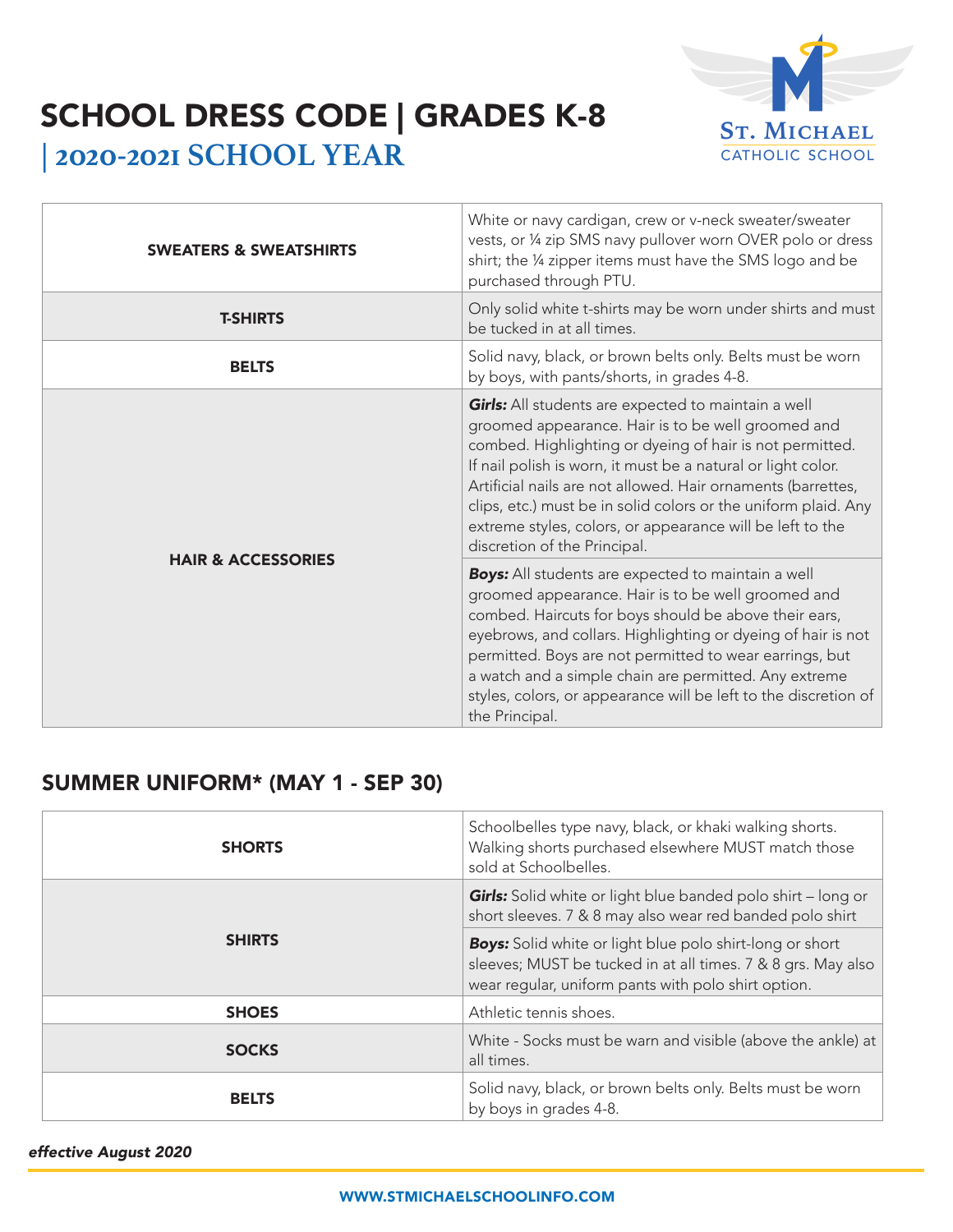# SCHOOL DRESS CODE | GRADES K-8

## | 2020-2021 SCHOOL YEAR

ST. MICHAEL
CATHOLIC SCHOOL

| | |
|---|---|
| **SWEATERS & SWEATSHIRTS** | White or navy cardigan, crew or v-neck sweater/sweater vests, or ¼ zip SMS navy pullover worn OVER polo or dress shirt; the ¼ zipper items must have the SMS logo and be purchased through PTU. |
| **T-SHIRTS** | Only solid white t-shirts may be worn under shirts and must be tucked in at all times. |
| **BELTS** | Solid navy, black, or brown belts only. Belts must be worn by boys, with pants/shorts, in grades 4-8. |
| **HAIR & ACCESSORIES** | ***Girls:*** All students are expected to maintain a well groomed appearance. Hair is to be well groomed and combed. Highlighting or dyeing of hair is not permitted. If nail polish is worn, it must be a natural or light color. Artificial nails are not allowed. Hair ornaments (barrettes, clips, etc.) must be in solid colors or the uniform plaid. Any extreme styles, colors, or appearance will be left to the discretion of the Principal. |
| | ***Boys:*** All students are expected to maintain a well groomed appearance. Hair is to be well groomed and combed. Haircuts for boys should be above their ears, eyebrows, and collars. Highlighting or dyeing of hair is not permitted. Boys are not permitted to wear earrings, but a watch and a simple chain are permitted. Any extreme styles, colors, or appearance will be left to the discretion of the Principal. |

## SUMMER UNIFORM* (MAY 1 - SEP 30)

| | |
|---|---|
| **SHORTS** | Schoolbelles type navy, black, or khaki walking shorts. Walking shorts purchased elsewhere MUST match those sold at Schoolbelles. |
| **SHIRTS** | ***Girls:*** Solid white or light blue banded polo shirt – long or short sleeves. 7 & 8 may also wear red banded polo shirt |
| | ***Boys:*** Solid white or light blue polo shirt-long or short sleeves; MUST be tucked in at all times. 7 & 8 grs. May also wear regular, uniform pants with polo shirt option. |
| **SHOES** | Athletic tennis shoes. |
| **SOCKS** | White - Socks must be warn and visible (above the ankle) at all times. |
| **BELTS** | Solid navy, black, or brown belts only. Belts must be worn by boys in grades 4-8. |

*effective August 2020*

WWW.STMICHAELSCHOOLINFO.COM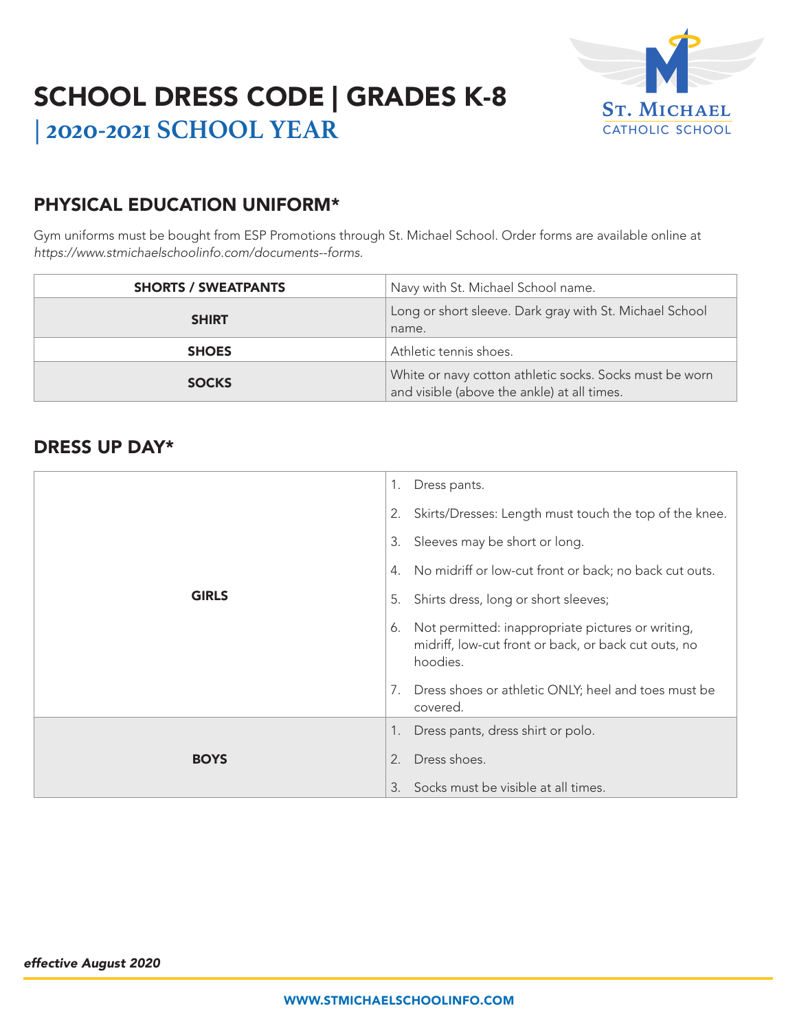# SCHOOL DRESS CODE | GRADES K-8
## | 2020-2021 SCHOOL YEAR

## PHYSICAL EDUCATION UNIFORM*

Gym uniforms must be bought from ESP Promotions through St. Michael School. Order forms are available online at *https://www.stmichaelschoolinfo.com/documents--forms.*

| | |
|---|---|
| **SHORTS / SWEATPANTS** | Navy with St. Michael School name. |
| **SHIRT** | Long or short sleeve. Dark gray with St. Michael School name. |
| **SHOES** | Athletic tennis shoes. |
| **SOCKS** | White or navy cotton athletic socks. Socks must be worn and visible (above the ankle) at all times. |

## DRESS UP DAY*

| | |
|---|---|
| **GIRLS** | 1. Dress pants.<br>2. Skirts/Dresses: Length must touch the top of the knee.<br>3. Sleeves may be short or long.<br>4. No midriff or low-cut front or back; no back cut outs.<br>5. Shirts dress, long or short sleeves;<br>6. Not permitted: inappropriate pictures or writing, midriff, low-cut front or back, or back cut outs, no hoodies.<br>7. Dress shoes or athletic ONLY; heel and toes must be covered. |
| **BOYS** | 1. Dress pants, dress shirt or polo.<br>2. Dress shoes.<br>3. Socks must be visible at all times. |

***effective August 2020***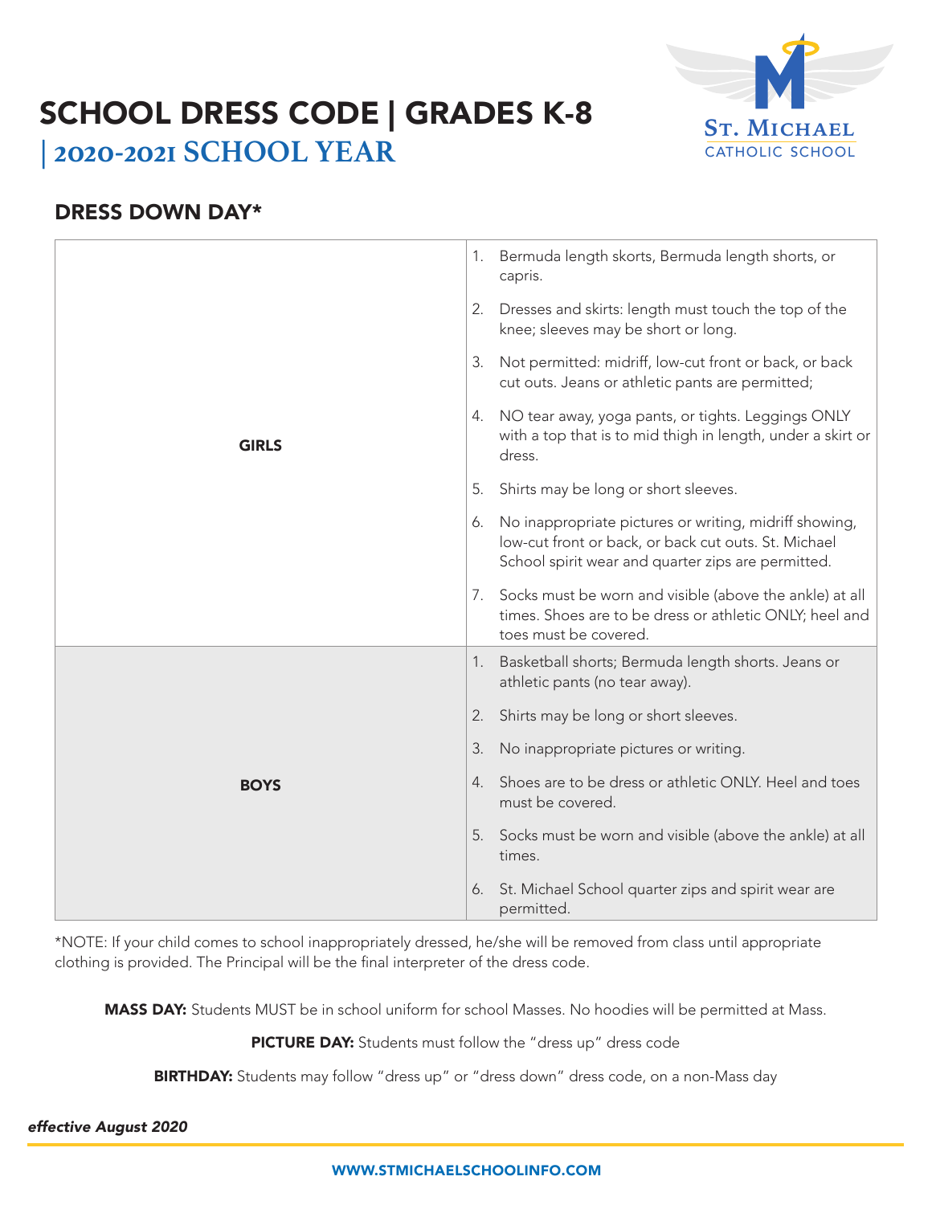# SCHOOL DRESS CODE | GRADES K-8

## | 2020-2021 SCHOOL YEAR

St. Michael Catholic School

### DRESS DOWN DAY*

| | |
|---|---|
| **GIRLS** | 1. Bermuda length skorts, Bermuda length shorts, or capris.<br>2. Dresses and skirts: length must touch the top of the knee; sleeves may be short or long.<br>3. Not permitted: midriff, low-cut front or back, or back cut outs. Jeans or athletic pants are permitted;<br>4. NO tear away, yoga pants, or tights. Leggings ONLY with a top that is to mid thigh in length, under a skirt or dress.<br>5. Shirts may be long or short sleeves.<br>6. No inappropriate pictures or writing, midriff showing, low-cut front or back, or back cut outs. St. Michael School spirit wear and quarter zips are permitted.<br>7. Socks must be worn and visible (above the ankle) at all times. Shoes are to be dress or athletic ONLY; heel and toes must be covered. |
| **BOYS** | 1. Basketball shorts; Bermuda length shorts. Jeans or athletic pants (no tear away).<br>2. Shirts may be long or short sleeves.<br>3. No inappropriate pictures or writing.<br>4. Shoes are to be dress or athletic ONLY. Heel and toes must be covered.<br>5. Socks must be worn and visible (above the ankle) at all times.<br>6. St. Michael School quarter zips and spirit wear are permitted. |

*NOTE: If your child comes to school inappropriately dressed, he/she will be removed from class until appropriate clothing is provided. The Principal will be the final interpreter of the dress code.

**MASS DAY:** Students MUST be in school uniform for school Masses. No hoodies will be permitted at Mass.

**PICTURE DAY:** Students must follow the "dress up" dress code

**BIRTHDAY:** Students may follow "dress up" or "dress down" dress code, on a non-Mass day

***effective August 2020***

WWW.STMICHAELSCHOOLINFO.COM